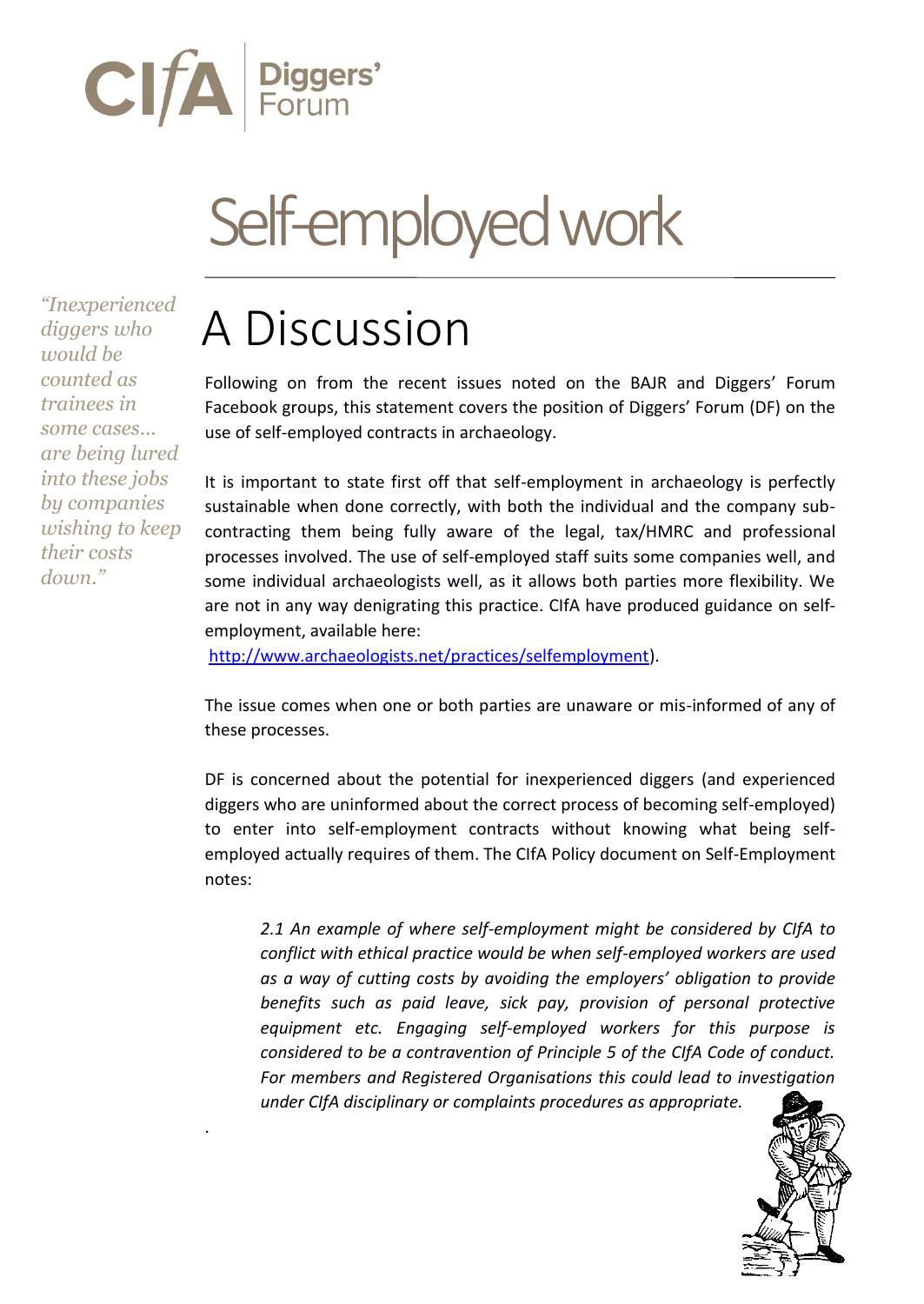CIfA | Diggers' Forum

# Self-employed work

## A Discussion

*"Inexperienced diggers who would be counted as trainees in some cases… are being lured into these jobs by companies wishing to keep their costs down."*

Following on from the recent issues noted on the BAJR and Diggers' Forum Facebook groups, this statement covers the position of Diggers' Forum (DF) on the use of self-employed contracts in archaeology.

It is important to state first off that self-employment in archaeology is perfectly sustainable when done correctly, with both the individual and the company sub-contracting them being fully aware of the legal, tax/HMRC and professional processes involved. The use of self-employed staff suits some companies well, and some individual archaeologists well, as it allows both parties more flexibility. We are not in any way denigrating this practice. CIfA have produced guidance on self-employment, available here: [http://www.archaeologists.net/practices/selfemployment](http://www.archaeologists.net/practices/selfemployment)).

The issue comes when one or both parties are unaware or mis-informed of any of these processes.

DF is concerned about the potential for inexperienced diggers (and experienced diggers who are uninformed about the correct process of becoming self-employed) to enter into self-employment contracts without knowing what being self-employed actually requires of them. The CIfA Policy document on Self-Employment notes:

> *2.1 An example of where self-employment might be considered by CIfA to conflict with ethical practice would be when self-employed workers are used as a way of cutting costs by avoiding the employers' obligation to provide benefits such as paid leave, sick pay, provision of personal protective equipment etc. Engaging self-employed workers for this purpose is considered to be a contravention of Principle 5 of the CIfA Code of conduct. For members and Registered Organisations this could lead to investigation under CIfA disciplinary or complaints procedures as appropriate.*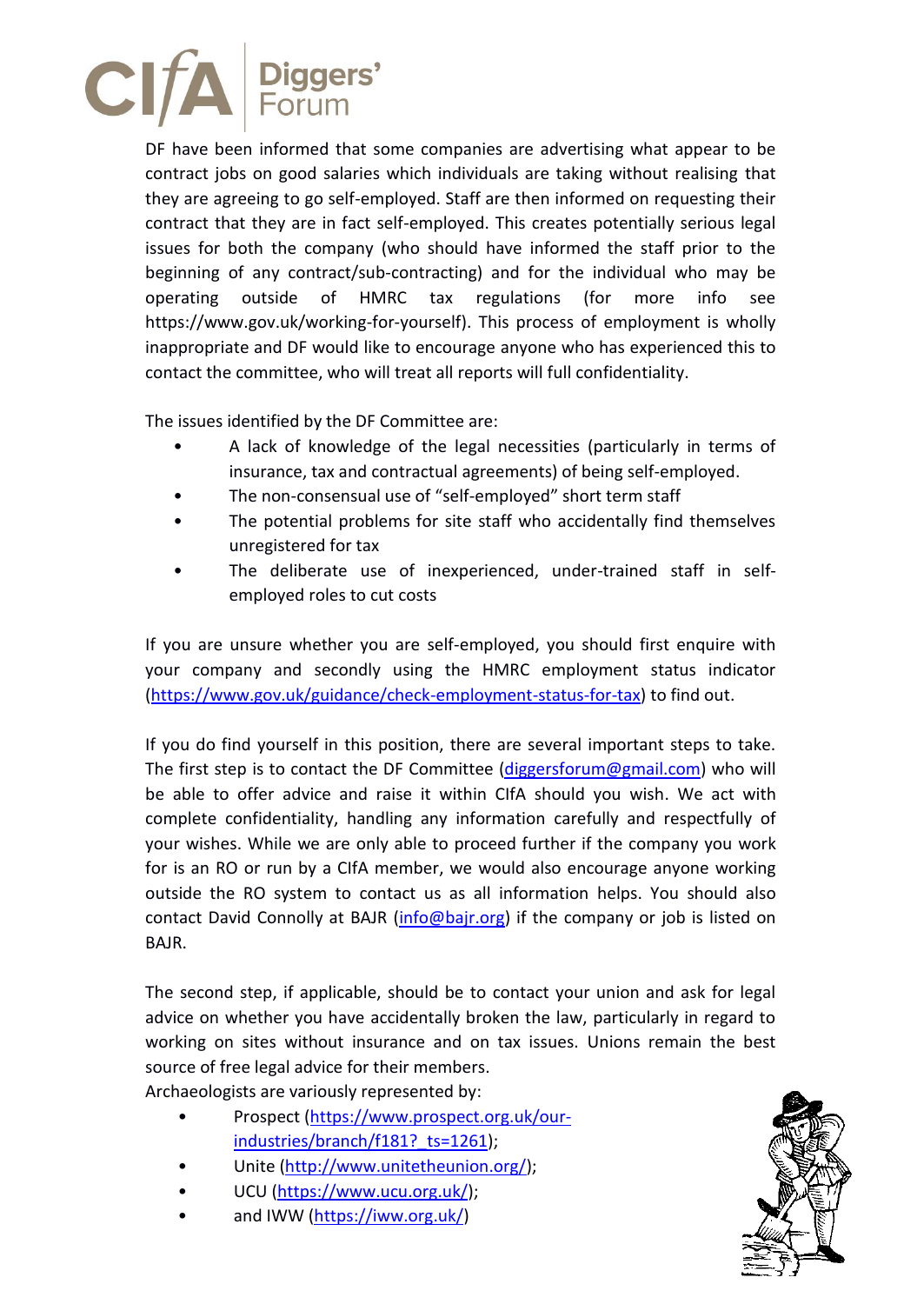DF have been informed that some companies are advertising what appear to be contract jobs on good salaries which individuals are taking without realising that they are agreeing to go self-employed. Staff are then informed on requesting their contract that they are in fact self-employed. This creates potentially serious legal issues for both the company (who should have informed the staff prior to the beginning of any contract/sub-contracting) and for the individual who may be operating outside of HMRC tax regulations (for more info see https://www.gov.uk/working-for-yourself). This process of employment is wholly inappropriate and DF would like to encourage anyone who has experienced this to contact the committee, who will treat all reports will full confidentiality.

The issues identified by the DF Committee are:

- A lack of knowledge of the legal necessities (particularly in terms of insurance, tax and contractual agreements) of being self-employed.
- The non-consensual use of "self-employed" short term staff
- The potential problems for site staff who accidentally find themselves unregistered for tax
- The deliberate use of inexperienced, under-trained staff in self-employed roles to cut costs

If you are unsure whether you are self-employed, you should first enquire with your company and secondly using the HMRC employment status indicator (https://www.gov.uk/guidance/check-employment-status-for-tax) to find out.

If you do find yourself in this position, there are several important steps to take. The first step is to contact the DF Committee (diggersforum@gmail.com) who will be able to offer advice and raise it within CIfA should you wish. We act with complete confidentiality, handling any information carefully and respectfully of your wishes. While we are only able to proceed further if the company you work for is an RO or run by a CIfA member, we would also encourage anyone working outside the RO system to contact us as all information helps. You should also contact David Connolly at BAJR (info@bajr.org) if the company or job is listed on BAJR.

The second step, if applicable, should be to contact your union and ask for legal advice on whether you have accidentally broken the law, particularly in regard to working on sites without insurance and on tax issues. Unions remain the best source of free legal advice for their members.

Archaeologists are variously represented by:

- Prospect (https://www.prospect.org.uk/our-industries/branch/f181?_ts=1261);
- Unite (http://www.unitetheunion.org/);
- UCU (https://www.ucu.org.uk/);
- and IWW (https://iww.org.uk/)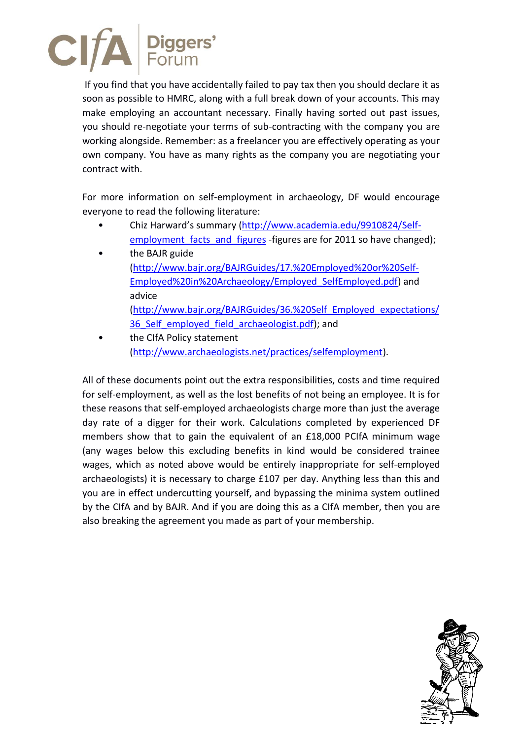If you find that you have accidentally failed to pay tax then you should declare it as soon as possible to HMRC, along with a full break down of your accounts. This may make employing an accountant necessary. Finally having sorted out past issues, you should re-negotiate your terms of sub-contracting with the company you are working alongside. Remember: as a freelancer you are effectively operating as your own company. You have as many rights as the company you are negotiating your contract with.

For more information on self-employment in archaeology, DF would encourage everyone to read the following literature:

- Chiz Harward's summary (http://www.academia.edu/9910824/Self-employment_facts_and_figures -figures are for 2011 so have changed);
- the BAJR guide (http://www.bajr.org/BAJRGuides/17.%20Employed%20or%20Self-Employed%20in%20Archaeology/Employed_SelfEmployed.pdf) and advice (http://www.bajr.org/BAJRGuides/36.%20Self_Employed_expectations/36_Self_employed_field_archaeologist.pdf); and
- the CIfA Policy statement (http://www.archaeologists.net/practices/selfemployment).

All of these documents point out the extra responsibilities, costs and time required for self-employment, as well as the lost benefits of not being an employee. It is for these reasons that self-employed archaeologists charge more than just the average day rate of a digger for their work. Calculations completed by experienced DF members show that to gain the equivalent of an £18,000 PCIfA minimum wage (any wages below this excluding benefits in kind would be considered trainee wages, which as noted above would be entirely inappropriate for self-employed archaeologists) it is necessary to charge £107 per day. Anything less than this and you are in effect undercutting yourself, and bypassing the minima system outlined by the CIfA and by BAJR. And if you are doing this as a CIfA member, then you are also breaking the agreement you made as part of your membership.